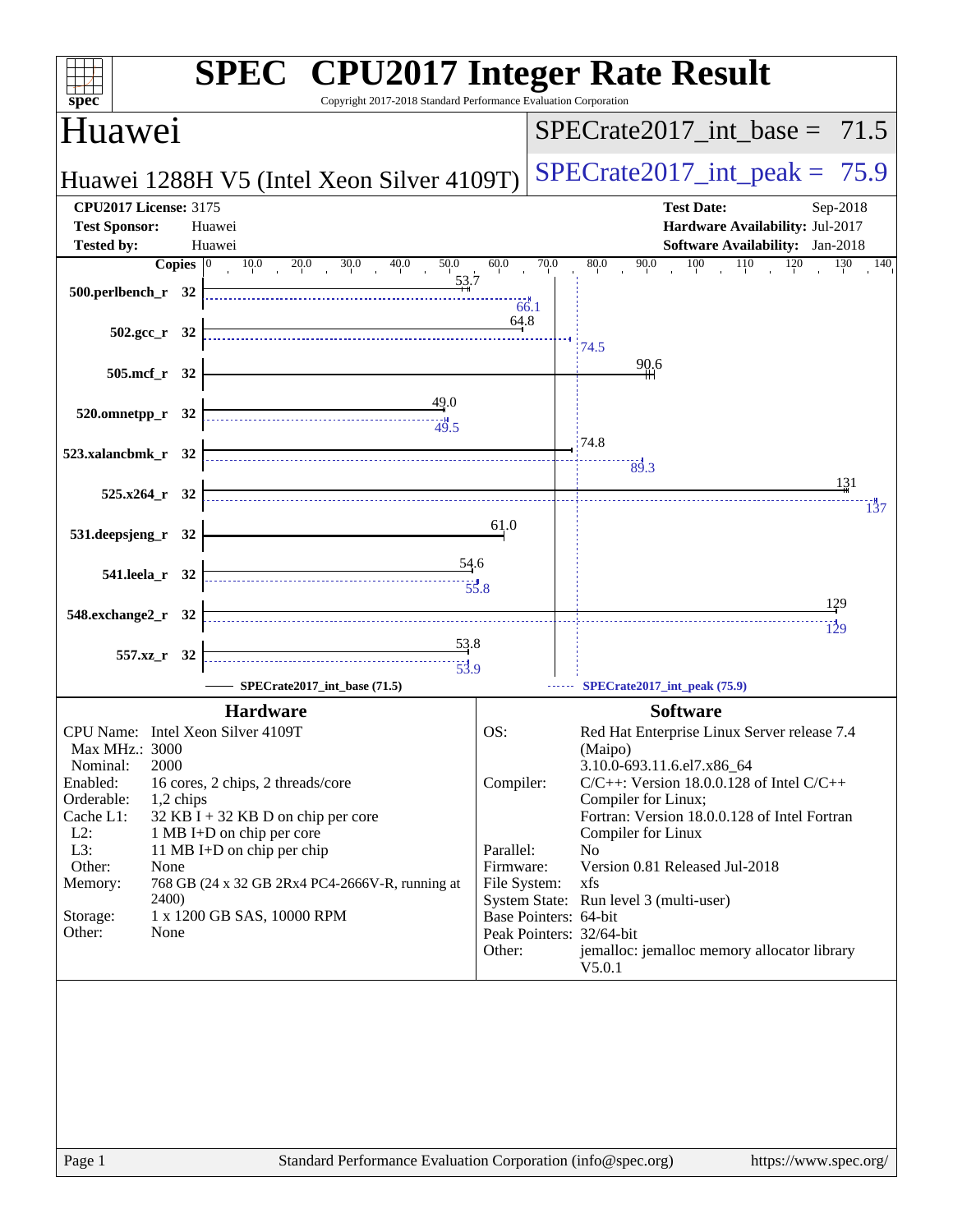# SPEC CPU2017 Integer Rate Result

Copyright 2017-2018 Standard Performance Evaluation Corporation

## Huawei

**Huawei 1288H V5 (Intel Xeon Silver 4109T)**

SPECrate2017_int_base = 71.5

SPECrate2017_int_peak = 75.9

| | | | |
|---|---|---|---|
| **CPU2017 License:** | 3175 | **Test Date:** | Sep-2018 |
| **Test Sponsor:** | Huawei | **Hardware Availability:** | Jul-2017 |
| **Tested by:** | Huawei | **Software Availability:** | Jan-2018 |

| Benchmark | Copies | Base | Peak |
|---|---|---|---|
| 500.perlbench_r | 32 | 53.7 | 66.1 |
| 502.gcc_r | 32 | 64.8 | 74.5 |
| 505.mcf_r | 32 | 90.6 | |
| 520.omnetpp_r | 32 | 49.0 | 49.5 |
| 523.xalancbmk_r | 32 | 74.8 | 89.3 |
| 525.x264_r | 32 | 131 | 137 |
| 531.deepsjeng_r | 32 | 61.0 | |
| 541.leela_r | 32 | 54.6 | 55.8 |
| 548.exchange2_r | 32 | 129 | 129 |
| 557.xz_r | 32 | 53.8 | 53.9 |

SPECrate2017_int_base (71.5) ------ SPECrate2017_int_peak (75.9)

### Hardware

| | |
|---|---|
| CPU Name: | Intel Xeon Silver 4109T |
| Max MHz.: | 3000 |
| Nominal: | 2000 |
| Enabled: | 16 cores, 2 chips, 2 threads/core |
| Orderable: | 1,2 chips |
| Cache L1: | 32 KB I + 32 KB D on chip per core |
| L2: | 1 MB I+D on chip per core |
| L3: | 11 MB I+D on chip per chip |
| Other: | None |
| Memory: | 768 GB (24 x 32 GB 2Rx4 PC4-2666V-R, running at 2400) |
| Storage: | 1 x 1200 GB SAS, 10000 RPM |
| Other: | None |

### Software

| | |
|---|---|
| OS: | Red Hat Enterprise Linux Server release 7.4 (Maipo) 3.10.0-693.11.6.el7.x86_64 |
| Compiler: | C/C++: Version 18.0.0.128 of Intel C/C++ Compiler for Linux; Fortran: Version 18.0.0.128 of Intel Fortran Compiler for Linux |
| Parallel: | No |
| Firmware: | Version 0.81 Released Jul-2018 |
| File System: | xfs |
| System State: | Run level 3 (multi-user) |
| Base Pointers: | 64-bit |
| Peak Pointers: | 32/64-bit |
| Other: | jemalloc: jemalloc memory allocator library V5.0.1 |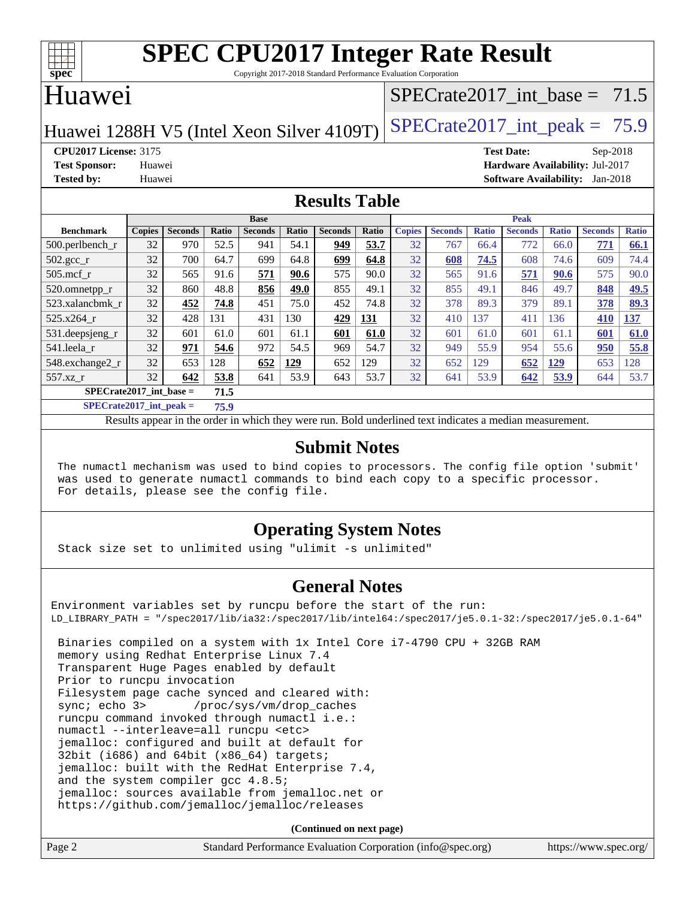# SPEC CPU2017 Integer Rate Result

Copyright 2017-2018 Standard Performance Evaluation Corporation

## Huawei

Huawei 1288H V5 (Intel Xeon Silver 4109T)

SPECrate2017_int_base = 71.5

SPECrate2017_int_peak = 75.9

**CPU2017 License:** 3175
**Test Sponsor:** Huawei
**Tested by:** Huawei

**Test Date:** Sep-2018
**Hardware Availability:** Jul-2017
**Software Availability:** Jan-2018

## Results Table

| Benchmark | Base | | | | | | | Peak | | | | | | |
|---|---|---|---|---|---|---|---|---|---|---|---|---|---|---|
| | Copies | Seconds | Ratio | Seconds | Ratio | Seconds | Ratio | Copies | Seconds | Ratio | Seconds | Ratio | Seconds | Ratio |
| 500.perlbench_r | 32 | 970 | 52.5 | 941 | 54.1 | **949** | **53.7** | 32 | 767 | 66.4 | 772 | 66.0 | **771** | **66.1** |
| 502.gcc_r | 32 | 700 | 64.7 | 699 | 64.8 | **699** | **64.8** | 32 | **608** | **74.5** | 608 | 74.6 | 609 | 74.4 |
| 505.mcf_r | 32 | 565 | 91.6 | **571** | **90.6** | 575 | 90.0 | 32 | 565 | 91.6 | **571** | **90.6** | 575 | 90.0 |
| 520.omnetpp_r | 32 | 860 | 48.8 | **856** | **49.0** | 855 | 49.1 | 32 | 855 | 49.1 | 846 | 49.7 | **848** | **49.5** |
| 523.xalancbmk_r | 32 | **452** | **74.8** | 451 | 75.0 | 452 | 74.8 | 32 | 378 | 89.3 | 379 | 89.1 | **378** | **89.3** |
| 525.x264_r | 32 | 428 | 131 | 431 | 130 | **429** | **131** | 32 | 410 | 137 | 411 | 136 | **410** | **137** |
| 531.deepsjeng_r | 32 | 601 | 61.0 | 601 | 61.1 | **601** | **61.0** | 32 | 601 | 61.0 | 601 | 61.1 | **601** | **61.0** |
| 541.leela_r | 32 | **971** | **54.6** | 972 | 54.5 | 969 | 54.7 | 32 | 949 | 55.9 | 954 | 55.6 | **950** | **55.8** |
| 548.exchange2_r | 32 | 653 | 128 | **652** | **129** | 652 | 129 | 32 | 652 | 129 | **652** | **129** | 653 | 128 |
| 557.xz_r | 32 | **642** | **53.8** | 641 | 53.9 | 643 | 53.7 | 32 | 641 | 53.9 | **642** | **53.9** | 644 | 53.7 |

**SPECrate2017_int_base = 71.5**

**SPECrate2017_int_peak = 75.9**

Results appear in the order in which they were run. Bold underlined text indicates a median measurement.

## Submit Notes

```
The numactl mechanism was used to bind copies to processors. The config file option 'submit'
was used to generate numactl commands to bind each copy to a specific processor.
For details, please see the config file.
```

## Operating System Notes

```
Stack size set to unlimited using "ulimit -s unlimited"
```

## General Notes

```
Environment variables set by runcpu before the start of the run:
LD_LIBRARY_PATH = "/spec2017/lib/ia32:/spec2017/lib/intel64:/spec2017/je5.0.1-32:/spec2017/je5.0.1-64"

 Binaries compiled on a system with 1x Intel Core i7-4790 CPU + 32GB RAM
 memory using Redhat Enterprise Linux 7.4
 Transparent Huge Pages enabled by default
 Prior to runcpu invocation
 Filesystem page cache synced and cleared with:
 sync; echo 3>       /proc/sys/vm/drop_caches
 runcpu command invoked through numactl i.e.:
 numactl --interleave=all runcpu <etc>
 jemalloc: configured and built at default for
 32bit (i686) and 64bit (x86_64) targets;
 jemalloc: built with the RedHat Enterprise 7.4,
 and the system compiler gcc 4.8.5;
 jemalloc: sources available from jemalloc.net or
 https://github.com/jemalloc/jemalloc/releases
```

**(Continued on next page)**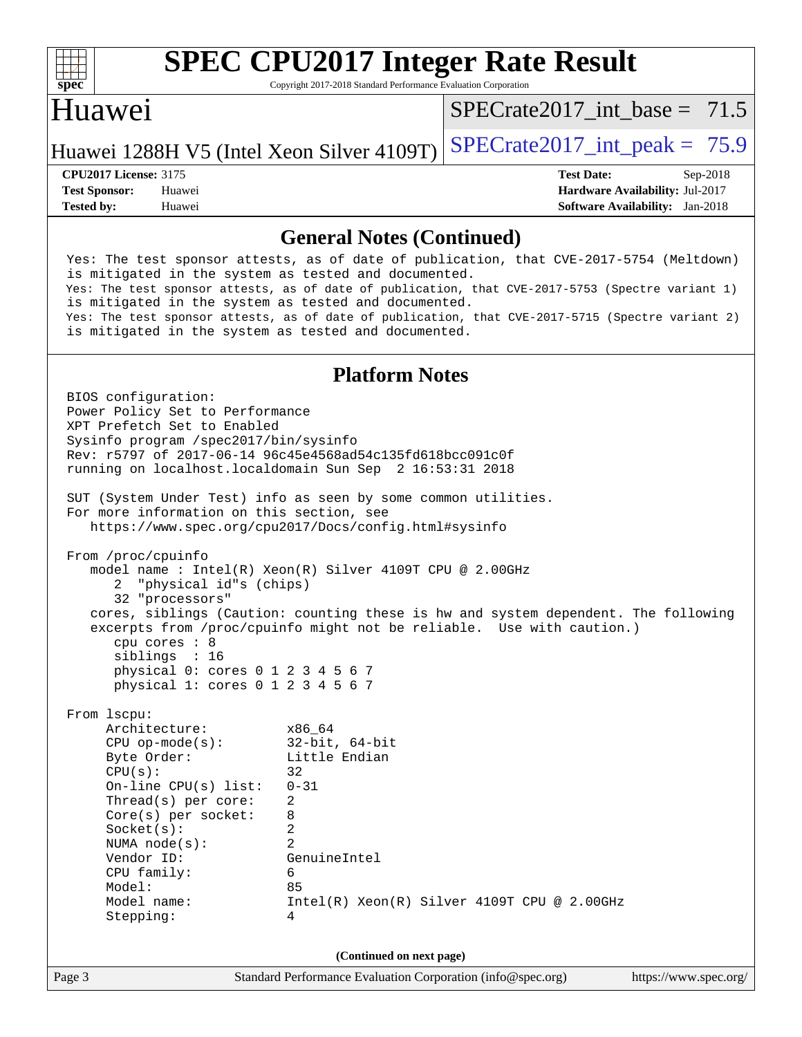## General Notes (Continued)

```
Yes: The test sponsor attests, as of date of publication, that CVE-2017-5754 (Meltdown)
is mitigated in the system as tested and documented.
Yes: The test sponsor attests, as of date of publication, that CVE-2017-5753 (Spectre variant 1)
is mitigated in the system as tested and documented.
Yes: The test sponsor attests, as of date of publication, that CVE-2017-5715 (Spectre variant 2)
is mitigated in the system as tested and documented.
```

## Platform Notes

```
BIOS configuration:
Power Policy Set to Performance
XPT Prefetch Set to Enabled
Sysinfo program /spec2017/bin/sysinfo
Rev: r5797 of 2017-06-14 96c45e4568ad54c135fd618bcc091c0f
running on localhost.localdomain Sun Sep  2 16:53:31 2018

SUT (System Under Test) info as seen by some common utilities.
For more information on this section, see
   https://www.spec.org/cpu2017/Docs/config.html#sysinfo

From /proc/cpuinfo
   model name : Intel(R) Xeon(R) Silver 4109T CPU @ 2.00GHz
      2  "physical id"s (chips)
      32 "processors"
   cores, siblings (Caution: counting these is hw and system dependent. The following
   excerpts from /proc/cpuinfo might not be reliable.  Use with caution.)
      cpu cores : 8
      siblings  : 16
      physical 0: cores 0 1 2 3 4 5 6 7
      physical 1: cores 0 1 2 3 4 5 6 7

From lscpu:
     Architecture:          x86_64
     CPU op-mode(s):        32-bit, 64-bit
     Byte Order:            Little Endian
     CPU(s):                32
     On-line CPU(s) list:   0-31
     Thread(s) per core:    2
     Core(s) per socket:    8
     Socket(s):             2
     NUMA node(s):          2
     Vendor ID:             GenuineIntel
     CPU family:            6
     Model:                 85
     Model name:            Intel(R) Xeon(R) Silver 4109T CPU @ 2.00GHz
     Stepping:              4
```

(Continued on next page)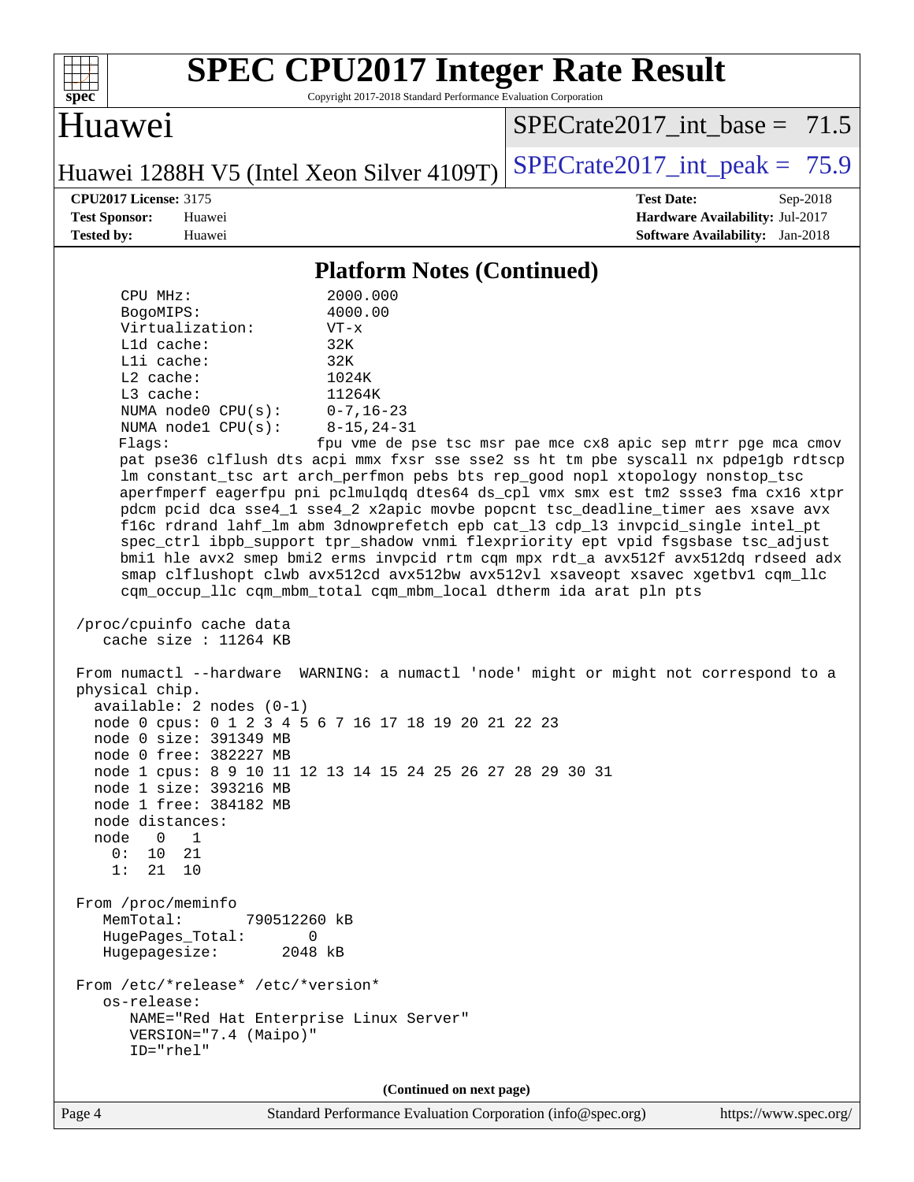## Platform Notes (Continued)

```
     CPU MHz:               2000.000
     BogoMIPS:              4000.00
     Virtualization:        VT-x
     L1d cache:             32K
     L1i cache:             32K
     L2 cache:              1024K
     L3 cache:              11264K
     NUMA node0 CPU(s):     0-7,16-23
     NUMA node1 CPU(s):     8-15,24-31
     Flags:                fpu vme de pse tsc msr pae mce cx8 apic sep mtrr pge mca cmov
     pat pse36 clflush dts acpi mmx fxsr sse sse2 ss ht tm pbe syscall nx pdpe1gb rdtscp
     lm constant_tsc art arch_perfmon pebs bts rep_good nopl xtopology nonstop_tsc
     aperfmperf eagerfpu pni pclmulqdq dtes64 ds_cpl vmx smx est tm2 ssse3 fma cx16 xtpr
     pdcm pcid dca sse4_1 sse4_2 x2apic movbe popcnt tsc_deadline_timer aes xsave avx
     f16c rdrand lahf_lm abm 3dnowprefetch epb cat_l3 cdp_l3 invpcid_single intel_pt
     spec_ctrl ibpb_support tpr_shadow vnmi flexpriority ept vpid fsgsbase tsc_adjust
     bmi1 hle avx2 smep bmi2 erms invpcid rtm cqm mpx rdt_a avx512f avx512dq rdseed adx
     smap clflushopt clwb avx512cd avx512bw avx512vl xsaveopt xsavec xgetbv1 cqm_llc
     cqm_occup_llc cqm_mbm_total cqm_mbm_local dtherm ida arat pln pts

 /proc/cpuinfo cache data
    cache size : 11264 KB

 From numactl --hardware  WARNING: a numactl 'node' might or might not correspond to a
 physical chip.
   available: 2 nodes (0-1)
   node 0 cpus: 0 1 2 3 4 5 6 7 16 17 18 19 20 21 22 23
   node 0 size: 391349 MB
   node 0 free: 382227 MB
   node 1 cpus: 8 9 10 11 12 13 14 15 24 25 26 27 28 29 30 31
   node 1 size: 393216 MB
   node 1 free: 384182 MB
   node distances:
   node   0   1
     0:  10  21
     1:  21  10

 From /proc/meminfo
    MemTotal:       790512260 kB
    HugePages_Total:       0
    Hugepagesize:       2048 kB

 From /etc/*release* /etc/*version*
    os-release:
       NAME="Red Hat Enterprise Linux Server"
       VERSION="7.4 (Maipo)"
       ID="rhel"
```

(Continued on next page)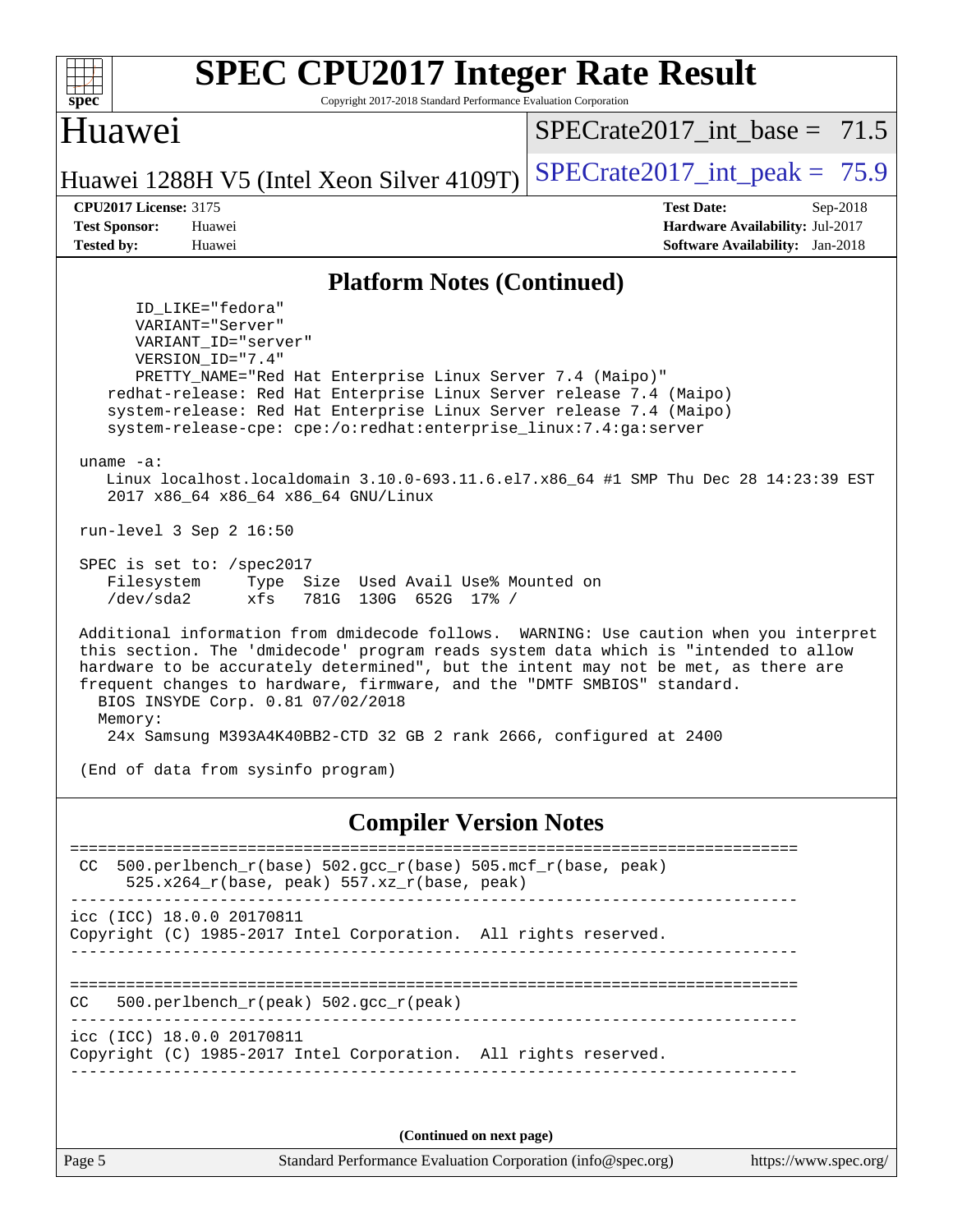## Platform Notes (Continued)

```
      ID_LIKE="fedora"
      VARIANT="Server"
      VARIANT_ID="server"
      VERSION_ID="7.4"
      PRETTY_NAME="Red Hat Enterprise Linux Server 7.4 (Maipo)"
   redhat-release: Red Hat Enterprise Linux Server release 7.4 (Maipo)
   system-release: Red Hat Enterprise Linux Server release 7.4 (Maipo)
   system-release-cpe: cpe:/o:redhat:enterprise_linux:7.4:ga:server

uname -a:
   Linux localhost.localdomain 3.10.0-693.11.6.el7.x86_64 #1 SMP Thu Dec 28 14:23:39 EST
   2017 x86_64 x86_64 x86_64 GNU/Linux

run-level 3 Sep 2 16:50

SPEC is set to: /spec2017
   Filesystem     Type  Size  Used Avail Use% Mounted on
   /dev/sda2      xfs   781G  130G  652G  17% /

Additional information from dmidecode follows.  WARNING: Use caution when you interpret
this section. The 'dmidecode' program reads system data which is "intended to allow
hardware to be accurately determined", but the intent may not be met, as there are
frequent changes to hardware, firmware, and the "DMTF SMBIOS" standard.
  BIOS INSYDE Corp. 0.81 07/02/2018
  Memory:
   24x Samsung M393A4K40BB2-CTD 32 GB 2 rank 2666, configured at 2400

(End of data from sysinfo program)
```

## Compiler Version Notes

```
==============================================================================
 CC  500.perlbench_r(base) 502.gcc_r(base) 505.mcf_r(base, peak)
      525.x264_r(base, peak) 557.xz_r(base, peak)
------------------------------------------------------------------------------
icc (ICC) 18.0.0 20170811
Copyright (C) 1985-2017 Intel Corporation.  All rights reserved.
------------------------------------------------------------------------------

==============================================================================
CC   500.perlbench_r(peak) 502.gcc_r(peak)
------------------------------------------------------------------------------
icc (ICC) 18.0.0 20170811
Copyright (C) 1985-2017 Intel Corporation.  All rights reserved.
------------------------------------------------------------------------------
```

**(Continued on next page)**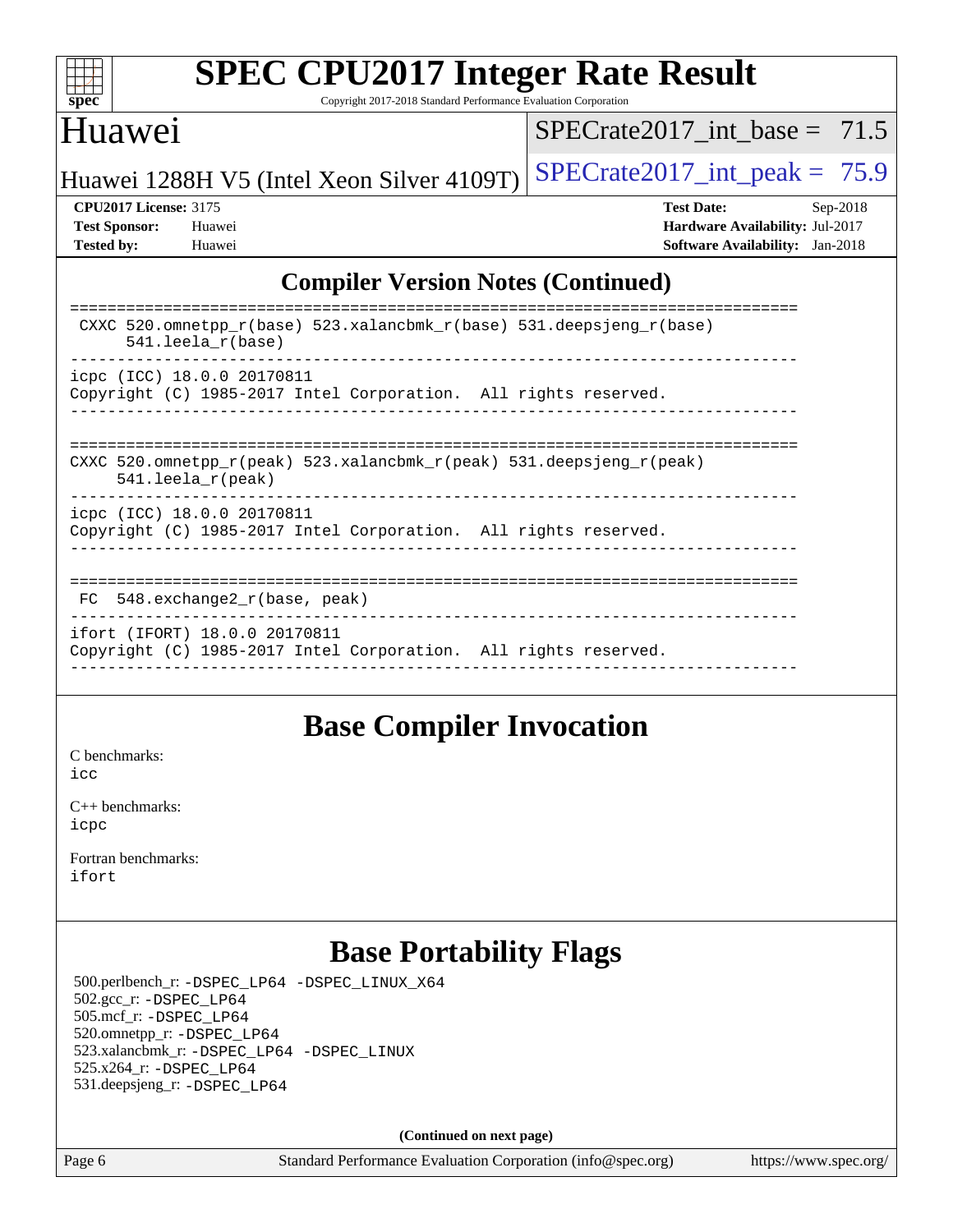## Compiler Version Notes (Continued)

```
==============================================================================
 CXXC 520.omnetpp_r(base) 523.xalancbmk_r(base) 531.deepsjeng_r(base)
      541.leela_r(base)
------------------------------------------------------------------------------
icpc (ICC) 18.0.0 20170811
Copyright (C) 1985-2017 Intel Corporation.  All rights reserved.
------------------------------------------------------------------------------

==============================================================================
CXXC 520.omnetpp_r(peak) 523.xalancbmk_r(peak) 531.deepsjeng_r(peak)
     541.leela_r(peak)
------------------------------------------------------------------------------
icpc (ICC) 18.0.0 20170811
Copyright (C) 1985-2017 Intel Corporation.  All rights reserved.
------------------------------------------------------------------------------

==============================================================================
 FC  548.exchange2_r(base, peak)
------------------------------------------------------------------------------
ifort (IFORT) 18.0.0 20170811
Copyright (C) 1985-2017 Intel Corporation.  All rights reserved.
------------------------------------------------------------------------------
```

## Base Compiler Invocation

C benchmarks:
icc

C++ benchmarks:
icpc

Fortran benchmarks:
ifort

## Base Portability Flags

500.perlbench_r: -DSPEC_LP64 -DSPEC_LINUX_X64
502.gcc_r: -DSPEC_LP64
505.mcf_r: -DSPEC_LP64
520.omnetpp_r: -DSPEC_LP64
523.xalancbmk_r: -DSPEC_LP64 -DSPEC_LINUX
525.x264_r: -DSPEC_LP64
531.deepsjeng_r: -DSPEC_LP64

**(Continued on next page)**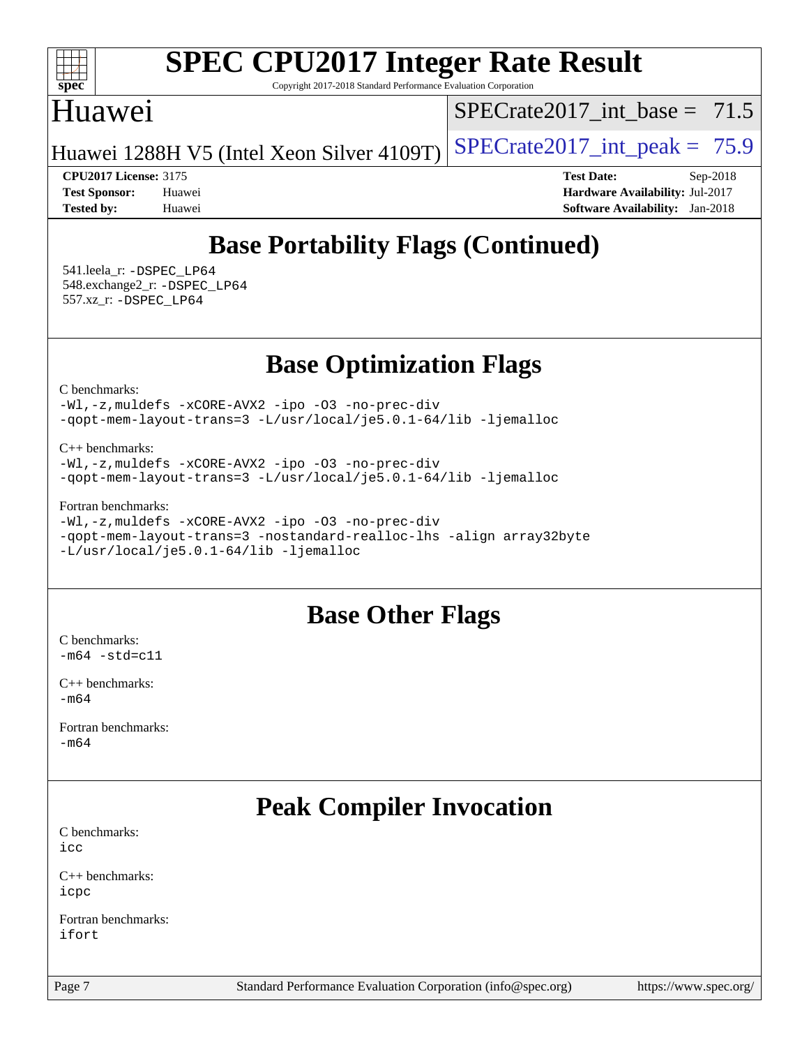# Base Portability Flags (Continued)

541.leela_r: -DSPEC_LP64
548.exchange2_r: -DSPEC_LP64
557.xz_r: -DSPEC_LP64

# Base Optimization Flags

C benchmarks:
-Wl,-z,muldefs -xCORE-AVX2 -ipo -O3 -no-prec-div
-qopt-mem-layout-trans=3 -L/usr/local/je5.0.1-64/lib -ljemalloc

C++ benchmarks:
-Wl,-z,muldefs -xCORE-AVX2 -ipo -O3 -no-prec-div
-qopt-mem-layout-trans=3 -L/usr/local/je5.0.1-64/lib -ljemalloc

Fortran benchmarks:
-Wl,-z,muldefs -xCORE-AVX2 -ipo -O3 -no-prec-div
-qopt-mem-layout-trans=3 -nostandard-realloc-lhs -align array32byte
-L/usr/local/je5.0.1-64/lib -ljemalloc

# Base Other Flags

C benchmarks:
-m64 -std=c11

C++ benchmarks:
-m64

Fortran benchmarks:
-m64

# Peak Compiler Invocation

C benchmarks:
icc

C++ benchmarks:
icpc

Fortran benchmarks:
ifort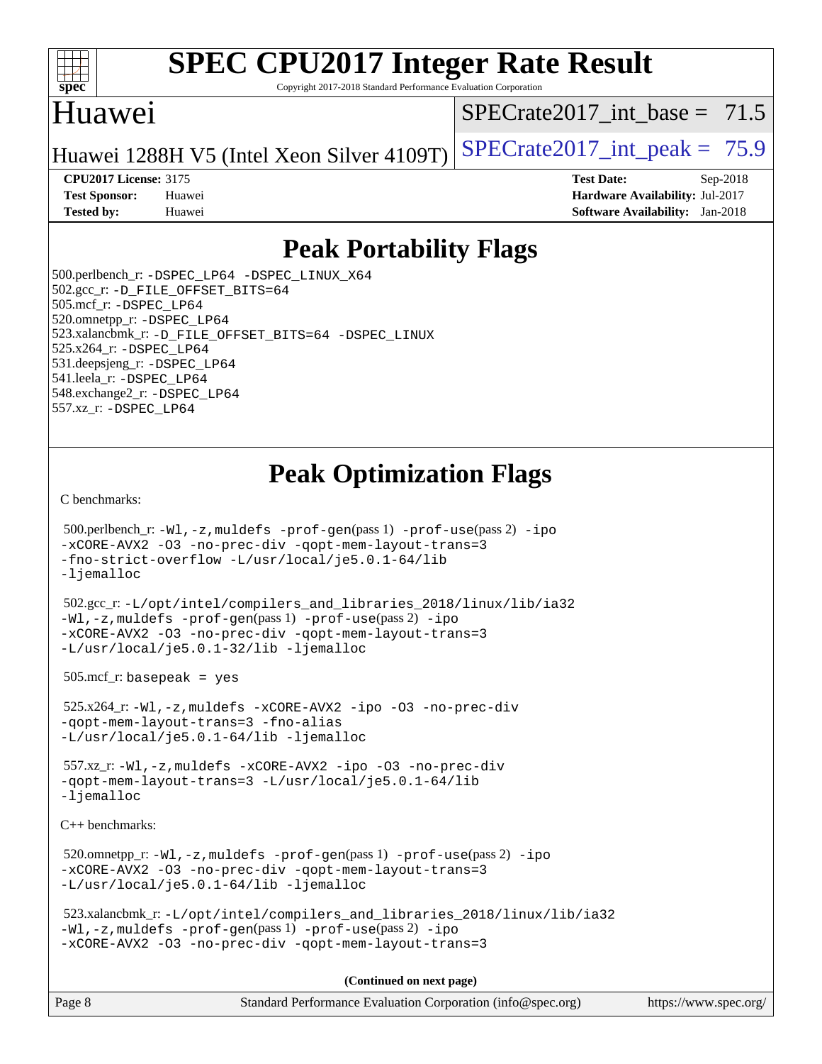# SPEC CPU2017 Integer Rate Result

Copyright 2017-2018 Standard Performance Evaluation Corporation

## Huawei

Huawei 1288H V5 (Intel Xeon Silver 4109T)

SPECrate2017_int_base = 71.5

SPECrate2017_int_peak = 75.9

**CPU2017 License:** 3175
**Test Sponsor:** Huawei
**Tested by:** Huawei

**Test Date:** Sep-2018
**Hardware Availability:** Jul-2017
**Software Availability:** Jan-2018

## Peak Portability Flags

500.perlbench_r: -DSPEC_LP64 -DSPEC_LINUX_X64
502.gcc_r: -D_FILE_OFFSET_BITS=64
505.mcf_r: -DSPEC_LP64
520.omnetpp_r: -DSPEC_LP64
523.xalancbmk_r: -D_FILE_OFFSET_BITS=64 -DSPEC_LINUX
525.x264_r: -DSPEC_LP64
531.deepsjeng_r: -DSPEC_LP64
541.leela_r: -DSPEC_LP64
548.exchange2_r: -DSPEC_LP64
557.xz_r: -DSPEC_LP64

## Peak Optimization Flags

C benchmarks:

500.perlbench_r: -Wl,-z,muldefs -prof-gen(pass 1) -prof-use(pass 2) -ipo -xCORE-AVX2 -O3 -no-prec-div -qopt-mem-layout-trans=3 -fno-strict-overflow -L/usr/local/je5.0.1-64/lib -ljemalloc

502.gcc_r: -L/opt/intel/compilers_and_libraries_2018/linux/lib/ia32 -Wl,-z,muldefs -prof-gen(pass 1) -prof-use(pass 2) -ipo -xCORE-AVX2 -O3 -no-prec-div -qopt-mem-layout-trans=3 -L/usr/local/je5.0.1-32/lib -ljemalloc

505.mcf_r: basepeak = yes

525.x264_r: -Wl,-z,muldefs -xCORE-AVX2 -ipo -O3 -no-prec-div -qopt-mem-layout-trans=3 -fno-alias -L/usr/local/je5.0.1-64/lib -ljemalloc

557.xz_r: -Wl,-z,muldefs -xCORE-AVX2 -ipo -O3 -no-prec-div -qopt-mem-layout-trans=3 -L/usr/local/je5.0.1-64/lib -ljemalloc

C++ benchmarks:

520.omnetpp_r: -Wl,-z,muldefs -prof-gen(pass 1) -prof-use(pass 2) -ipo -xCORE-AVX2 -O3 -no-prec-div -qopt-mem-layout-trans=3 -L/usr/local/je5.0.1-64/lib -ljemalloc

523.xalancbmk_r: -L/opt/intel/compilers_and_libraries_2018/linux/lib/ia32 -Wl,-z,muldefs -prof-gen(pass 1) -prof-use(pass 2) -ipo -xCORE-AVX2 -O3 -no-prec-div -qopt-mem-layout-trans=3

**(Continued on next page)**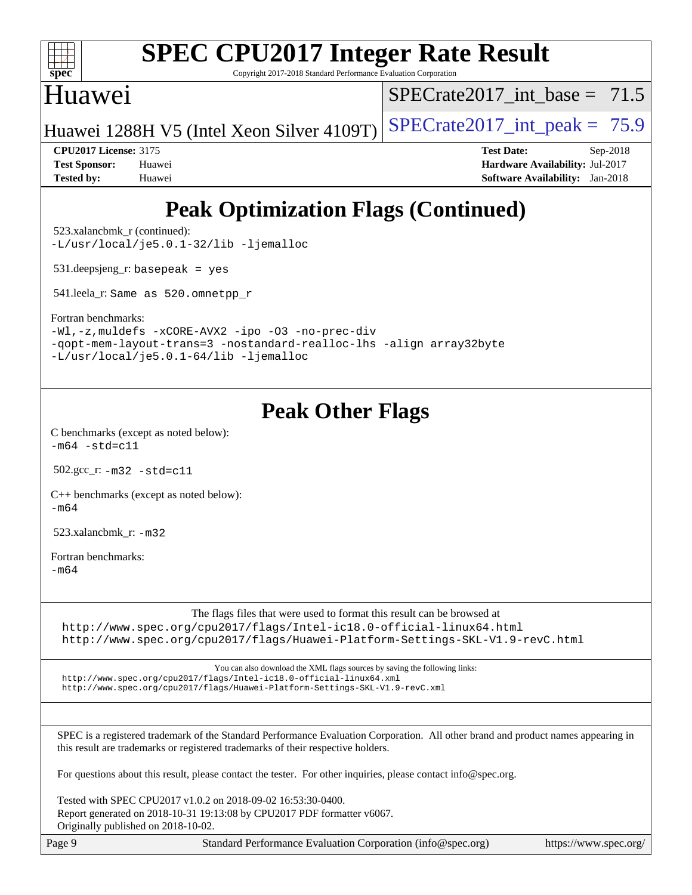# Peak Optimization Flags (Continued)

523.xalancbmk_r (continued):
`-L/usr/local/je5.0.1-32/lib -ljemalloc`

531.deepsjeng_r: `basepeak = yes`

541.leela_r: `Same as 520.omnetpp_r`

Fortran benchmarks:
```
-Wl,-z,muldefs -xCORE-AVX2 -ipo -O3 -no-prec-div
-qopt-mem-layout-trans=3 -nostandard-realloc-lhs -align array32byte
-L/usr/local/je5.0.1-64/lib -ljemalloc
```

# Peak Other Flags

C benchmarks (except as noted below):
`-m64 -std=c11`

502.gcc_r: `-m32 -std=c11`

C++ benchmarks (except as noted below):
`-m64`

523.xalancbmk_r: `-m32`

Fortran benchmarks:
`-m64`

The flags files that were used to format this result can be browsed at
http://www.spec.org/cpu2017/flags/Intel-ic18.0-official-linux64.html
http://www.spec.org/cpu2017/flags/Huawei-Platform-Settings-SKL-V1.9-revC.html

You can also download the XML flags sources by saving the following links:
http://www.spec.org/cpu2017/flags/Intel-ic18.0-official-linux64.xml
http://www.spec.org/cpu2017/flags/Huawei-Platform-Settings-SKL-V1.9-revC.xml

SPEC is a registered trademark of the Standard Performance Evaluation Corporation. All other brand and product names appearing in this result are trademarks or registered trademarks of their respective holders.

For questions about this result, please contact the tester. For other inquiries, please contact info@spec.org.

Tested with SPEC CPU2017 v1.0.2 on 2018-09-02 16:53:30-0400.
Report generated on 2018-10-31 19:13:08 by CPU2017 PDF formatter v6067.
Originally published on 2018-10-02.